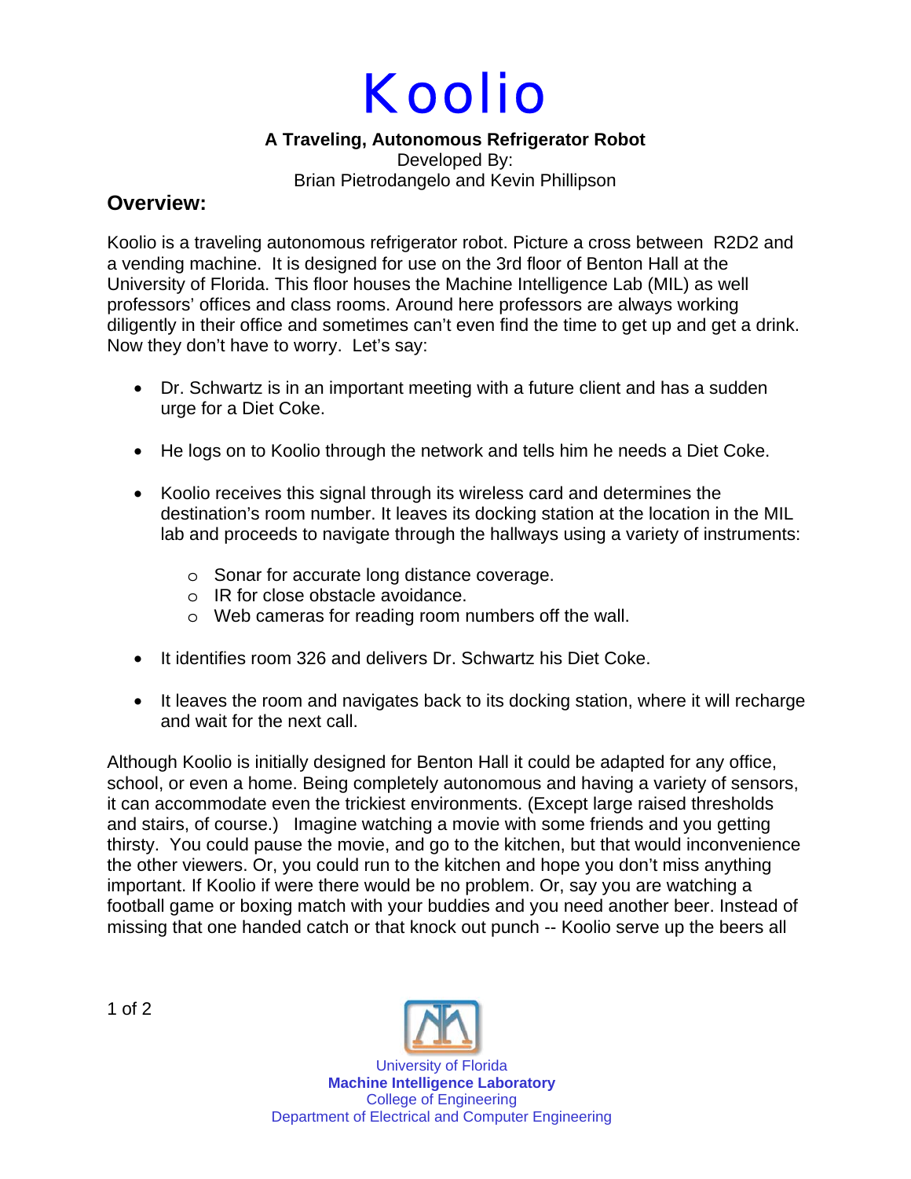# Koolio

**A Traveling, Autonomous Refrigerator Robot**
Developed By:
Brian Pietrodangelo and Kevin Phillipson

## Overview:

Koolio is a traveling autonomous refrigerator robot. Picture a cross between R2D2 and a vending machine. It is designed for use on the 3rd floor of Benton Hall at the University of Florida. This floor houses the Machine Intelligence Lab (MIL) as well professors' offices and class rooms. Around here professors are always working diligently in their office and sometimes can't even find the time to get up and get a drink. Now they don't have to worry. Let's say:

- Dr. Schwartz is in an important meeting with a future client and has a sudden urge for a Diet Coke.
- He logs on to Koolio through the network and tells him he needs a Diet Coke.
- Koolio receives this signal through its wireless card and determines the destination's room number. It leaves its docking station at the location in the MIL lab and proceeds to navigate through the hallways using a variety of instruments:
  - Sonar for accurate long distance coverage.
  - IR for close obstacle avoidance.
  - Web cameras for reading room numbers off the wall.
- It identifies room 326 and delivers Dr. Schwartz his Diet Coke.
- It leaves the room and navigates back to its docking station, where it will recharge and wait for the next call.

Although Koolio is initially designed for Benton Hall it could be adapted for any office, school, or even a home. Being completely autonomous and having a variety of sensors, it can accommodate even the trickiest environments. (Except large raised thresholds and stairs, of course.) Imagine watching a movie with some friends and you getting thirsty. You could pause the movie, and go to the kitchen, but that would inconvenience the other viewers. Or, you could run to the kitchen and hope you don't miss anything important. If Koolio if were there would be no problem. Or, say you are watching a football game or boxing match with your buddies and you need another beer. Instead of missing that one handed catch or that knock out punch -- Koolio serve up the beers all

University of Florida
**Machine Intelligence Laboratory**
College of Engineering
Department of Electrical and Computer Engineering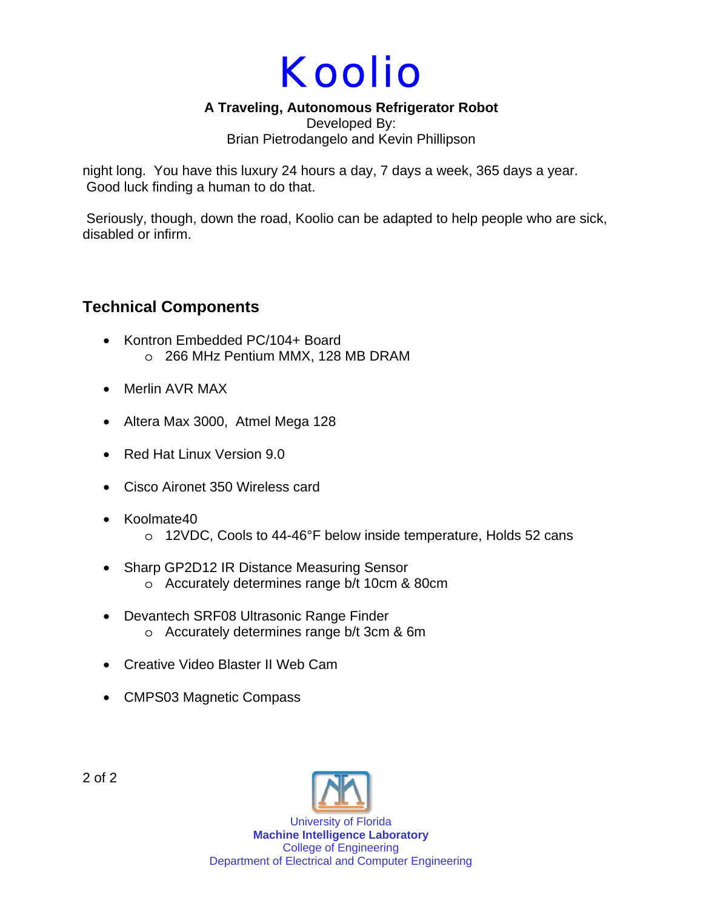night long. You have this luxury 24 hours a day, 7 days a week, 365 days a year. Good luck finding a human to do that.

Seriously, though, down the road, Koolio can be adapted to help people who are sick, disabled or infirm.

## Technical Components

- Kontron Embedded PC/104+ Board
  - 266 MHz Pentium MMX, 128 MB DRAM
- Merlin AVR MAX
- Altera Max 3000, Atmel Mega 128
- Red Hat Linux Version 9.0
- Cisco Aironet 350 Wireless card
- Koolmate40
  - 12VDC, Cools to 44-46°F below inside temperature, Holds 52 cans
- Sharp GP2D12 IR Distance Measuring Sensor
  - Accurately determines range b/t 10cm & 80cm
- Devantech SRF08 Ultrasonic Range Finder
  - Accurately determines range b/t 3cm & 6m
- Creative Video Blaster II Web Cam
- CMPS03 Magnetic Compass